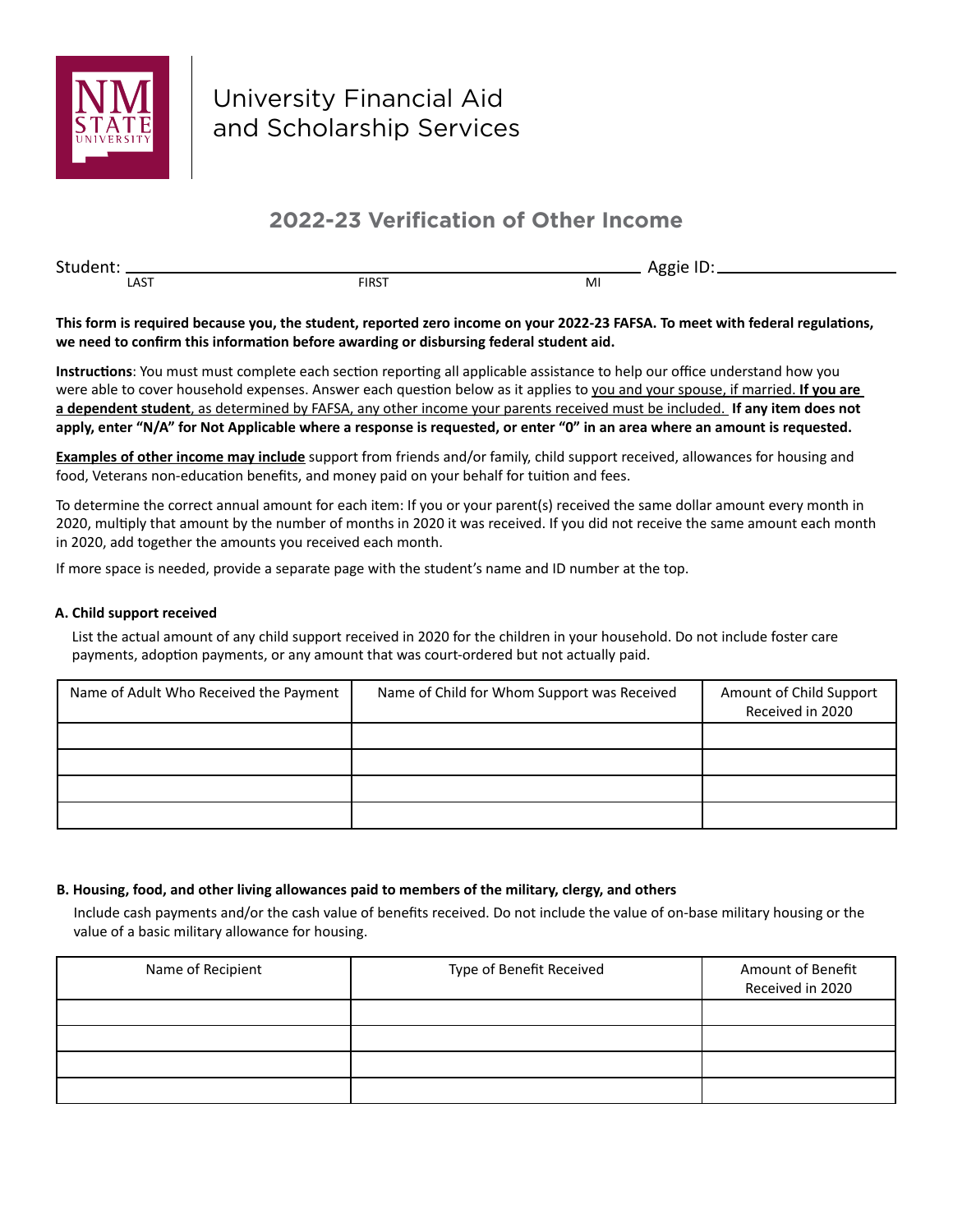NM STATE UNIVERSITY

University Financial Aid and Scholarship Services

# 2022-23 Verification of Other Income

Student: ______________________________________________ Aggie ID: ____________________
LAST FIRST MI

**This form is required because you, the student, reported zero income on your 2022-23 FAFSA. To meet with federal regulations, we need to confirm this information before awarding or disbursing federal student aid.**

**Instructions**: You must must complete each section reporting all applicable assistance to help our office understand how you were able to cover household expenses. Answer each question below as it applies to <u>you and your spouse, if married.</u> **<u>If you are a dependent student</u>**<u>, as determined by FAFSA, any other income your parents received must be included.</u> **If any item does not apply, enter "N/A" for Not Applicable where a response is requested, or enter "0" in an area where an amount is requested.**

**<u>Examples of other income may include</u>** support from friends and/or family, child support received, allowances for housing and food, Veterans non-education benefits, and money paid on your behalf for tuition and fees.

To determine the correct annual amount for each item: If you or your parent(s) received the same dollar amount every month in 2020, multiply that amount by the number of months in 2020 it was received. If you did not receive the same amount each month in 2020, add together the amounts you received each month.

If more space is needed, provide a separate page with the student's name and ID number at the top.

#### A. Child support received

List the actual amount of any child support received in 2020 for the children in your household. Do not include foster care payments, adoption payments, or any amount that was court-ordered but not actually paid.

| Name of Adult Who Received the Payment | Name of Child for Whom Support was Received | Amount of Child Support Received in 2020 |
|---|---|---|
| | | |
| | | |
| | | |
| | | |

#### B. Housing, food, and other living allowances paid to members of the military, clergy, and others

Include cash payments and/or the cash value of benefits received. Do not include the value of on-base military housing or the value of a basic military allowance for housing.

| Name of Recipient | Type of Benefit Received | Amount of Benefit Received in 2020 |
|---|---|---|
| | | |
| | | |
| | | |
| | | |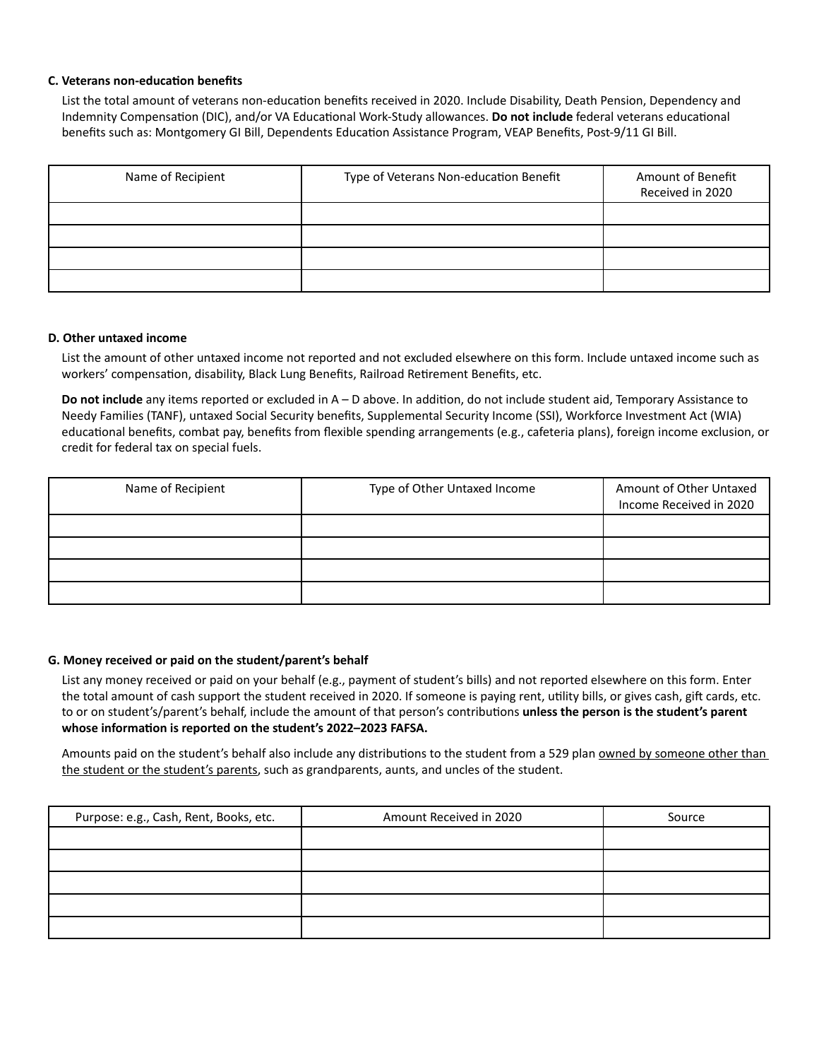### C. Veterans non-education benefits

List the total amount of veterans non-education benefits received in 2020. Include Disability, Death Pension, Dependency and Indemnity Compensation (DIC), and/or VA Educational Work-Study allowances. **Do not include** federal veterans educational benefits such as: Montgomery GI Bill, Dependents Education Assistance Program, VEAP Benefits, Post-9/11 GI Bill.

| Name of Recipient | Type of Veterans Non-education Benefit | Amount of Benefit Received in 2020 |
|---|---|---|
| | | |
| | | |
| | | |
| | | |

### D. Other untaxed income

List the amount of other untaxed income not reported and not excluded elsewhere on this form. Include untaxed income such as workers' compensation, disability, Black Lung Benefits, Railroad Retirement Benefits, etc.

**Do not include** any items reported or excluded in A – D above. In addition, do not include student aid, Temporary Assistance to Needy Families (TANF), untaxed Social Security benefits, Supplemental Security Income (SSI), Workforce Investment Act (WIA) educational benefits, combat pay, benefits from flexible spending arrangements (e.g., cafeteria plans), foreign income exclusion, or credit for federal tax on special fuels.

| Name of Recipient | Type of Other Untaxed Income | Amount of Other Untaxed Income Received in 2020 |
|---|---|---|
| | | |
| | | |
| | | |
| | | |

### G. Money received or paid on the student/parent's behalf

List any money received or paid on your behalf (e.g., payment of student's bills) and not reported elsewhere on this form. Enter the total amount of cash support the student received in 2020. If someone is paying rent, utility bills, or gives cash, gift cards, etc. to or on student's/parent's behalf, include the amount of that person's contributions **unless the person is the student's parent whose information is reported on the student's 2022–2023 FAFSA.**

Amounts paid on the student's behalf also include any distributions to the student from a 529 plan owned by someone other than the student or the student's parents, such as grandparents, aunts, and uncles of the student.

| Purpose: e.g., Cash, Rent, Books, etc. | Amount Received in 2020 | Source |
|---|---|---|
| | | |
| | | |
| | | |
| | | |
| | | |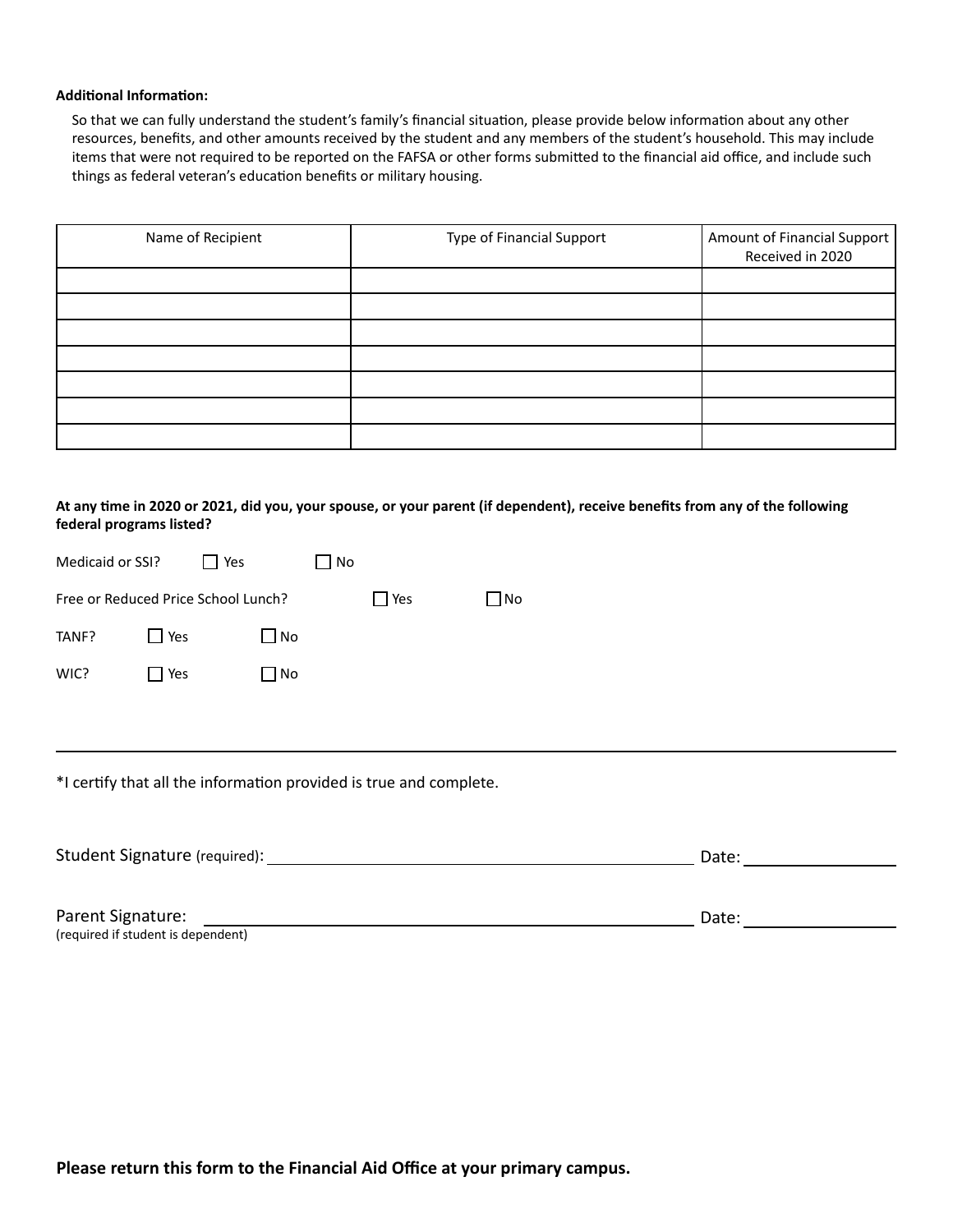**Additional Information:**

So that we can fully understand the student's family's financial situation, please provide below information about any other resources, benefits, and other amounts received by the student and any members of the student's household. This may include items that were not required to be reported on the FAFSA or other forms submitted to the financial aid office, and include such things as federal veteran's education benefits or military housing.

| Name of Recipient | Type of Financial Support | Amount of Financial Support Received in 2020 |
|---|---|---|
| | | |
| | | |
| | | |
| | | |
| | | |
| | | |
| | | |

**At any time in 2020 or 2021, did you, your spouse, or your parent (if dependent), receive benefits from any of the following federal programs listed?**

Medicaid or SSI? ☐ Yes ☐ No

Free or Reduced Price School Lunch? ☐ Yes ☐ No

TANF? ☐ Yes ☐ No

WIC? ☐ Yes ☐ No

---

*I certify that all the information provided is true and complete.

Student Signature (required): ______________________________ Date: ____________

Parent Signature: ______________________________ Date: ____________
(required if student is dependent)

**Please return this form to the Financial Aid Office at your primary campus.**